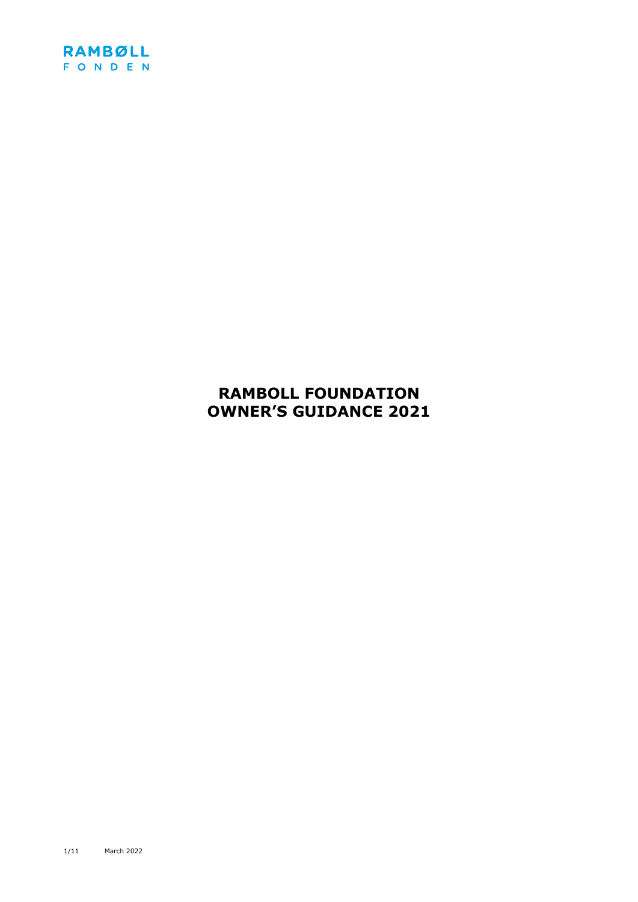RAMBØLL
FONDEN

# RAMBOLL FOUNDATION
# OWNER'S GUIDANCE 2021

March 2022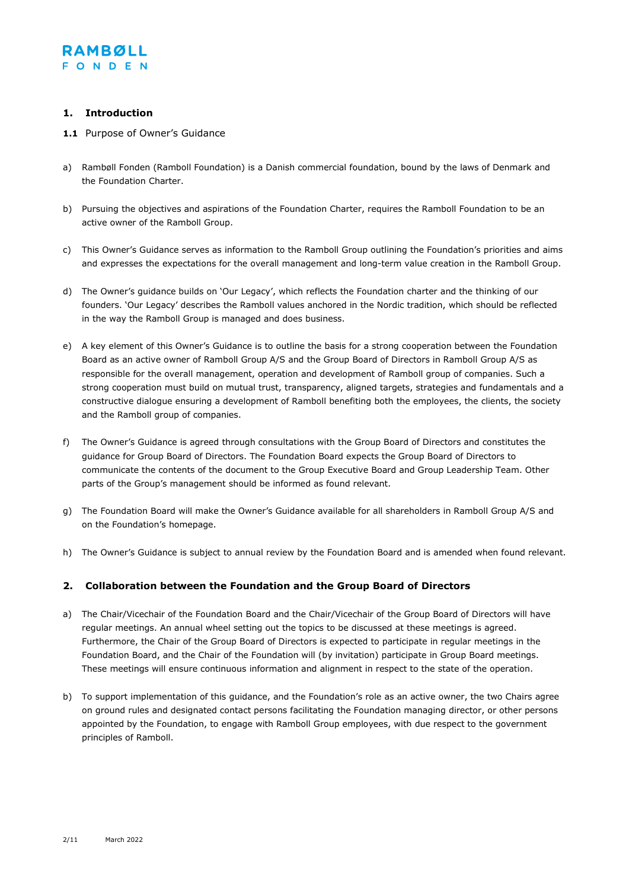## 1. Introduction

### 1.1 Purpose of Owner's Guidance

a) Rambøll Fonden (Ramboll Foundation) is a Danish commercial foundation, bound by the laws of Denmark and the Foundation Charter.

b) Pursuing the objectives and aspirations of the Foundation Charter, requires the Ramboll Foundation to be an active owner of the Ramboll Group.

c) This Owner's Guidance serves as information to the Ramboll Group outlining the Foundation's priorities and aims and expresses the expectations for the overall management and long-term value creation in the Ramboll Group.

d) The Owner's guidance builds on 'Our Legacy', which reflects the Foundation charter and the thinking of our founders. 'Our Legacy' describes the Ramboll values anchored in the Nordic tradition, which should be reflected in the way the Ramboll Group is managed and does business.

e) A key element of this Owner's Guidance is to outline the basis for a strong cooperation between the Foundation Board as an active owner of Ramboll Group A/S and the Group Board of Directors in Ramboll Group A/S as responsible for the overall management, operation and development of Ramboll group of companies. Such a strong cooperation must build on mutual trust, transparency, aligned targets, strategies and fundamentals and a constructive dialogue ensuring a development of Ramboll benefiting both the employees, the clients, the society and the Ramboll group of companies.

f) The Owner's Guidance is agreed through consultations with the Group Board of Directors and constitutes the guidance for Group Board of Directors. The Foundation Board expects the Group Board of Directors to communicate the contents of the document to the Group Executive Board and Group Leadership Team. Other parts of the Group's management should be informed as found relevant.

g) The Foundation Board will make the Owner's Guidance available for all shareholders in Ramboll Group A/S and on the Foundation's homepage.

h) The Owner's Guidance is subject to annual review by the Foundation Board and is amended when found relevant.

## 2. Collaboration between the Foundation and the Group Board of Directors

a) The Chair/Vicechair of the Foundation Board and the Chair/Vicechair of the Group Board of Directors will have regular meetings. An annual wheel setting out the topics to be discussed at these meetings is agreed. Furthermore, the Chair of the Group Board of Directors is expected to participate in regular meetings in the Foundation Board, and the Chair of the Foundation will (by invitation) participate in Group Board meetings. These meetings will ensure continuous information and alignment in respect to the state of the operation.

b) To support implementation of this guidance, and the Foundation's role as an active owner, the two Chairs agree on ground rules and designated contact persons facilitating the Foundation managing director, or other persons appointed by the Foundation, to engage with Ramboll Group employees, with due respect to the government principles of Ramboll.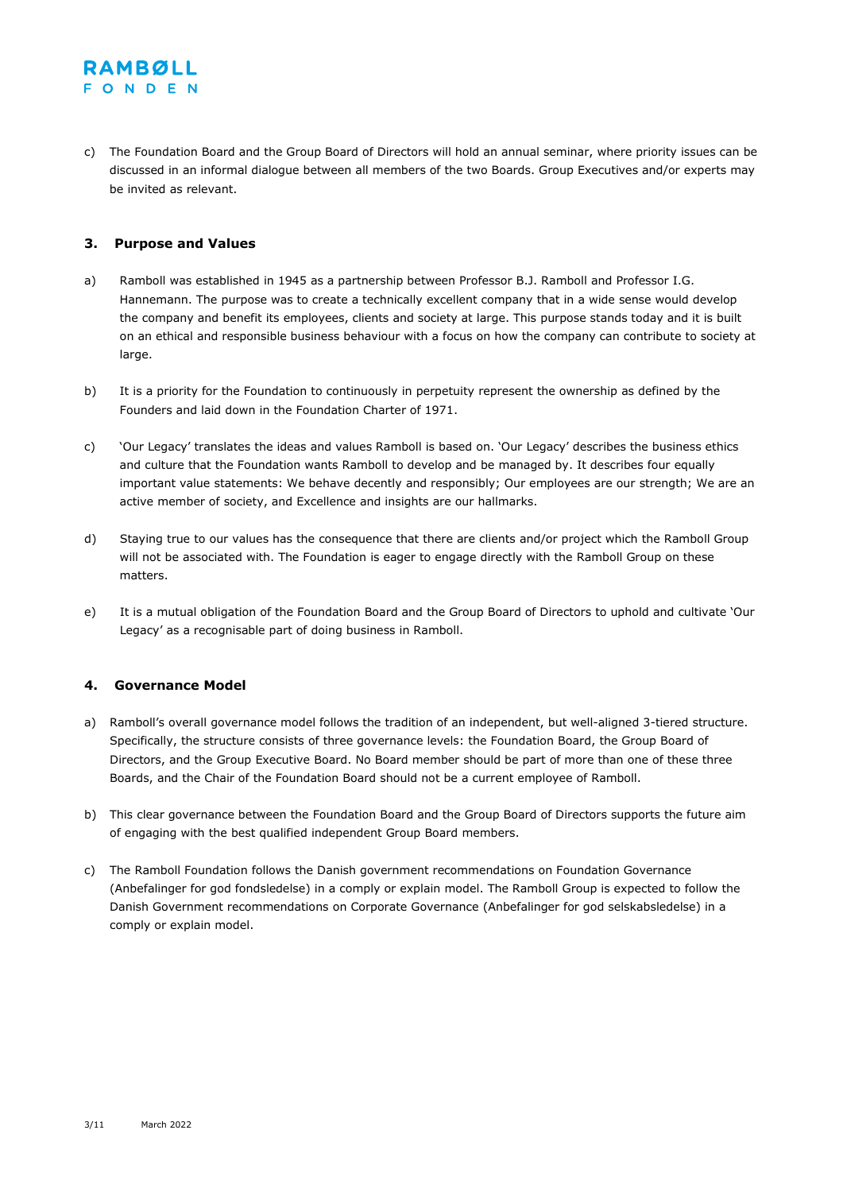c) The Foundation Board and the Group Board of Directors will hold an annual seminar, where priority issues can be discussed in an informal dialogue between all members of the two Boards. Group Executives and/or experts may be invited as relevant.

## 3. Purpose and Values

a) Ramboll was established in 1945 as a partnership between Professor B.J. Ramboll and Professor I.G. Hannemann. The purpose was to create a technically excellent company that in a wide sense would develop the company and benefit its employees, clients and society at large. This purpose stands today and it is built on an ethical and responsible business behaviour with a focus on how the company can contribute to society at large.

b) It is a priority for the Foundation to continuously in perpetuity represent the ownership as defined by the Founders and laid down in the Foundation Charter of 1971.

c) 'Our Legacy' translates the ideas and values Ramboll is based on. 'Our Legacy' describes the business ethics and culture that the Foundation wants Ramboll to develop and be managed by. It describes four equally important value statements: We behave decently and responsibly; Our employees are our strength; We are an active member of society, and Excellence and insights are our hallmarks.

d) Staying true to our values has the consequence that there are clients and/or project which the Ramboll Group will not be associated with. The Foundation is eager to engage directly with the Ramboll Group on these matters.

e) It is a mutual obligation of the Foundation Board and the Group Board of Directors to uphold and cultivate 'Our Legacy' as a recognisable part of doing business in Ramboll.

## 4. Governance Model

a) Ramboll's overall governance model follows the tradition of an independent, but well-aligned 3-tiered structure. Specifically, the structure consists of three governance levels: the Foundation Board, the Group Board of Directors, and the Group Executive Board. No Board member should be part of more than one of these three Boards, and the Chair of the Foundation Board should not be a current employee of Ramboll.

b) This clear governance between the Foundation Board and the Group Board of Directors supports the future aim of engaging with the best qualified independent Group Board members.

c) The Ramboll Foundation follows the Danish government recommendations on Foundation Governance (Anbefalinger for god fondsledelse) in a comply or explain model. The Ramboll Group is expected to follow the Danish Government recommendations on Corporate Governance (Anbefalinger for god selskabsledelse) in a comply or explain model.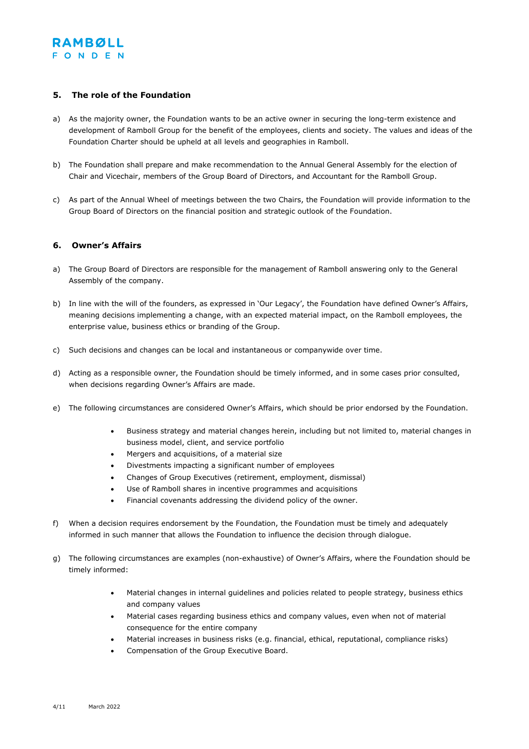## 5. The role of the Foundation

a) As the majority owner, the Foundation wants to be an active owner in securing the long-term existence and development of Ramboll Group for the benefit of the employees, clients and society. The values and ideas of the Foundation Charter should be upheld at all levels and geographies in Ramboll.

b) The Foundation shall prepare and make recommendation to the Annual General Assembly for the election of Chair and Vicechair, members of the Group Board of Directors, and Accountant for the Ramboll Group.

c) As part of the Annual Wheel of meetings between the two Chairs, the Foundation will provide information to the Group Board of Directors on the financial position and strategic outlook of the Foundation.

## 6. Owner's Affairs

a) The Group Board of Directors are responsible for the management of Ramboll answering only to the General Assembly of the company.

b) In line with the will of the founders, as expressed in 'Our Legacy', the Foundation have defined Owner's Affairs, meaning decisions implementing a change, with an expected material impact, on the Ramboll employees, the enterprise value, business ethics or branding of the Group.

c) Such decisions and changes can be local and instantaneous or companywide over time.

d) Acting as a responsible owner, the Foundation should be timely informed, and in some cases prior consulted, when decisions regarding Owner's Affairs are made.

e) The following circumstances are considered Owner's Affairs, which should be prior endorsed by the Foundation.

- Business strategy and material changes herein, including but not limited to, material changes in business model, client, and service portfolio
- Mergers and acquisitions, of a material size
- Divestments impacting a significant number of employees
- Changes of Group Executives (retirement, employment, dismissal)
- Use of Ramboll shares in incentive programmes and acquisitions
- Financial covenants addressing the dividend policy of the owner.

f) When a decision requires endorsement by the Foundation, the Foundation must be timely and adequately informed in such manner that allows the Foundation to influence the decision through dialogue.

g) The following circumstances are examples (non-exhaustive) of Owner's Affairs, where the Foundation should be timely informed:

- Material changes in internal guidelines and policies related to people strategy, business ethics and company values
- Material cases regarding business ethics and company values, even when not of material consequence for the entire company
- Material increases in business risks (e.g. financial, ethical, reputational, compliance risks)
- Compensation of the Group Executive Board.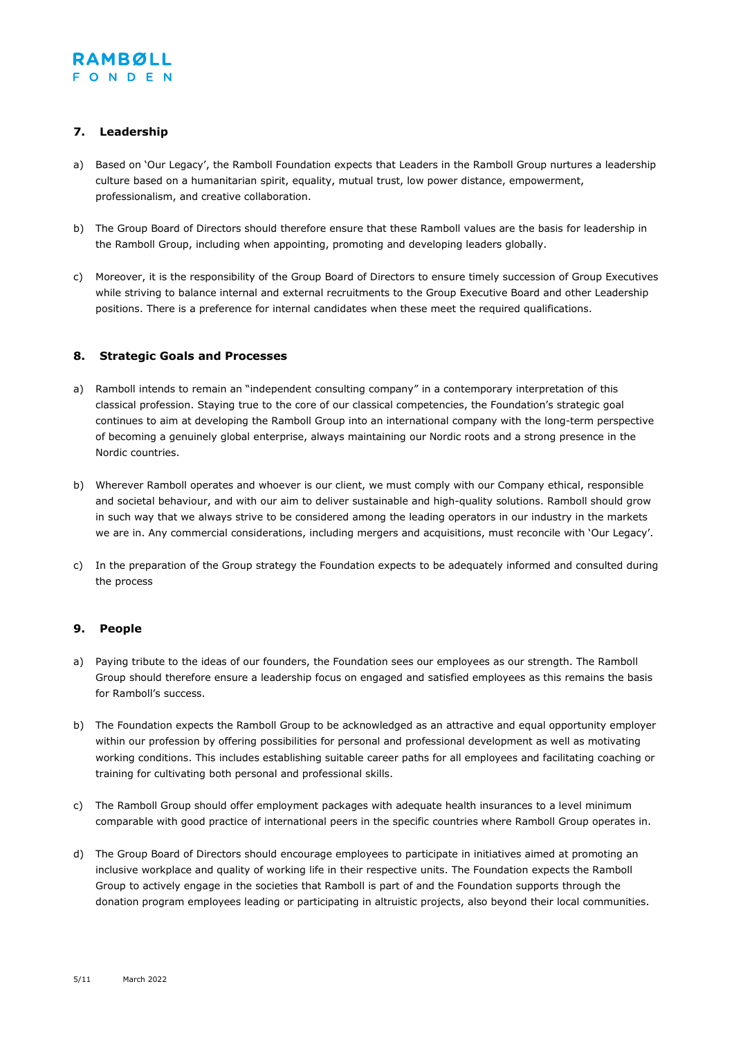## 7. Leadership

a) Based on 'Our Legacy', the Ramboll Foundation expects that Leaders in the Ramboll Group nurtures a leadership culture based on a humanitarian spirit, equality, mutual trust, low power distance, empowerment, professionalism, and creative collaboration.

b) The Group Board of Directors should therefore ensure that these Ramboll values are the basis for leadership in the Ramboll Group, including when appointing, promoting and developing leaders globally.

c) Moreover, it is the responsibility of the Group Board of Directors to ensure timely succession of Group Executives while striving to balance internal and external recruitments to the Group Executive Board and other Leadership positions. There is a preference for internal candidates when these meet the required qualifications.

## 8. Strategic Goals and Processes

a) Ramboll intends to remain an "independent consulting company" in a contemporary interpretation of this classical profession. Staying true to the core of our classical competencies, the Foundation's strategic goal continues to aim at developing the Ramboll Group into an international company with the long-term perspective of becoming a genuinely global enterprise, always maintaining our Nordic roots and a strong presence in the Nordic countries.

b) Wherever Ramboll operates and whoever is our client, we must comply with our Company ethical, responsible and societal behaviour, and with our aim to deliver sustainable and high-quality solutions. Ramboll should grow in such way that we always strive to be considered among the leading operators in our industry in the markets we are in. Any commercial considerations, including mergers and acquisitions, must reconcile with 'Our Legacy'.

c) In the preparation of the Group strategy the Foundation expects to be adequately informed and consulted during the process

## 9. People

a) Paying tribute to the ideas of our founders, the Foundation sees our employees as our strength. The Ramboll Group should therefore ensure a leadership focus on engaged and satisfied employees as this remains the basis for Ramboll's success.

b) The Foundation expects the Ramboll Group to be acknowledged as an attractive and equal opportunity employer within our profession by offering possibilities for personal and professional development as well as motivating working conditions. This includes establishing suitable career paths for all employees and facilitating coaching or training for cultivating both personal and professional skills.

c) The Ramboll Group should offer employment packages with adequate health insurances to a level minimum comparable with good practice of international peers in the specific countries where Ramboll Group operates in.

d) The Group Board of Directors should encourage employees to participate in initiatives aimed at promoting an inclusive workplace and quality of working life in their respective units. The Foundation expects the Ramboll Group to actively engage in the societies that Ramboll is part of and the Foundation supports through the donation program employees leading or participating in altruistic projects, also beyond their local communities.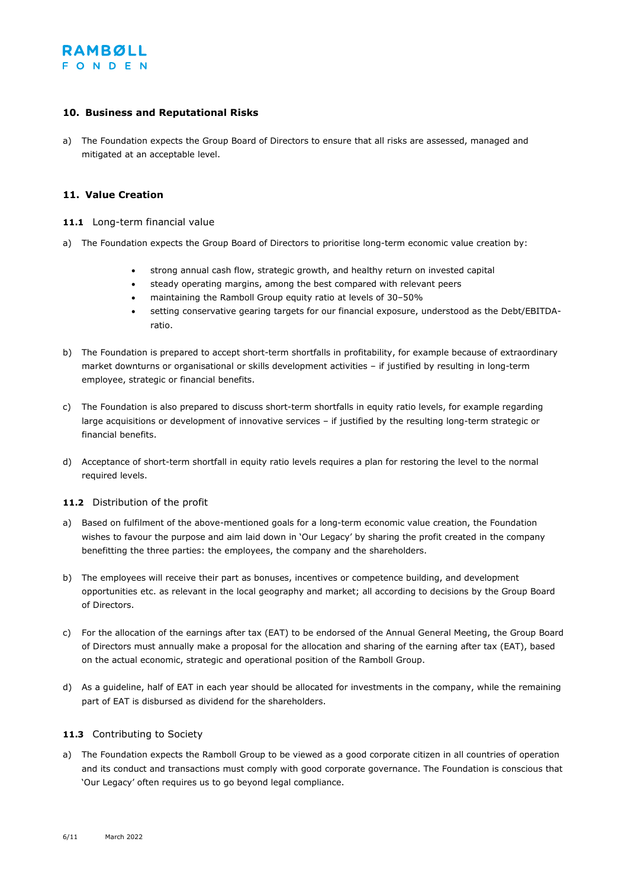## 10. Business and Reputational Risks

a) The Foundation expects the Group Board of Directors to ensure that all risks are assessed, managed and mitigated at an acceptable level.

## 11. Value Creation

### 11.1 Long-term financial value

a) The Foundation expects the Group Board of Directors to prioritise long-term economic value creation by:

- strong annual cash flow, strategic growth, and healthy return on invested capital
- steady operating margins, among the best compared with relevant peers
- maintaining the Ramboll Group equity ratio at levels of 30–50%
- setting conservative gearing targets for our financial exposure, understood as the Debt/EBITDA-ratio.

b) The Foundation is prepared to accept short-term shortfalls in profitability, for example because of extraordinary market downturns or organisational or skills development activities – if justified by resulting in long-term employee, strategic or financial benefits.

c) The Foundation is also prepared to discuss short-term shortfalls in equity ratio levels, for example regarding large acquisitions or development of innovative services – if justified by the resulting long-term strategic or financial benefits.

d) Acceptance of short-term shortfall in equity ratio levels requires a plan for restoring the level to the normal required levels.

### 11.2 Distribution of the profit

a) Based on fulfilment of the above-mentioned goals for a long-term economic value creation, the Foundation wishes to favour the purpose and aim laid down in 'Our Legacy' by sharing the profit created in the company benefitting the three parties: the employees, the company and the shareholders.

b) The employees will receive their part as bonuses, incentives or competence building, and development opportunities etc. as relevant in the local geography and market; all according to decisions by the Group Board of Directors.

c) For the allocation of the earnings after tax (EAT) to be endorsed of the Annual General Meeting, the Group Board of Directors must annually make a proposal for the allocation and sharing of the earning after tax (EAT), based on the actual economic, strategic and operational position of the Ramboll Group.

d) As a guideline, half of EAT in each year should be allocated for investments in the company, while the remaining part of EAT is disbursed as dividend for the shareholders.

### 11.3 Contributing to Society

a) The Foundation expects the Ramboll Group to be viewed as a good corporate citizen in all countries of operation and its conduct and transactions must comply with good corporate governance. The Foundation is conscious that 'Our Legacy' often requires us to go beyond legal compliance.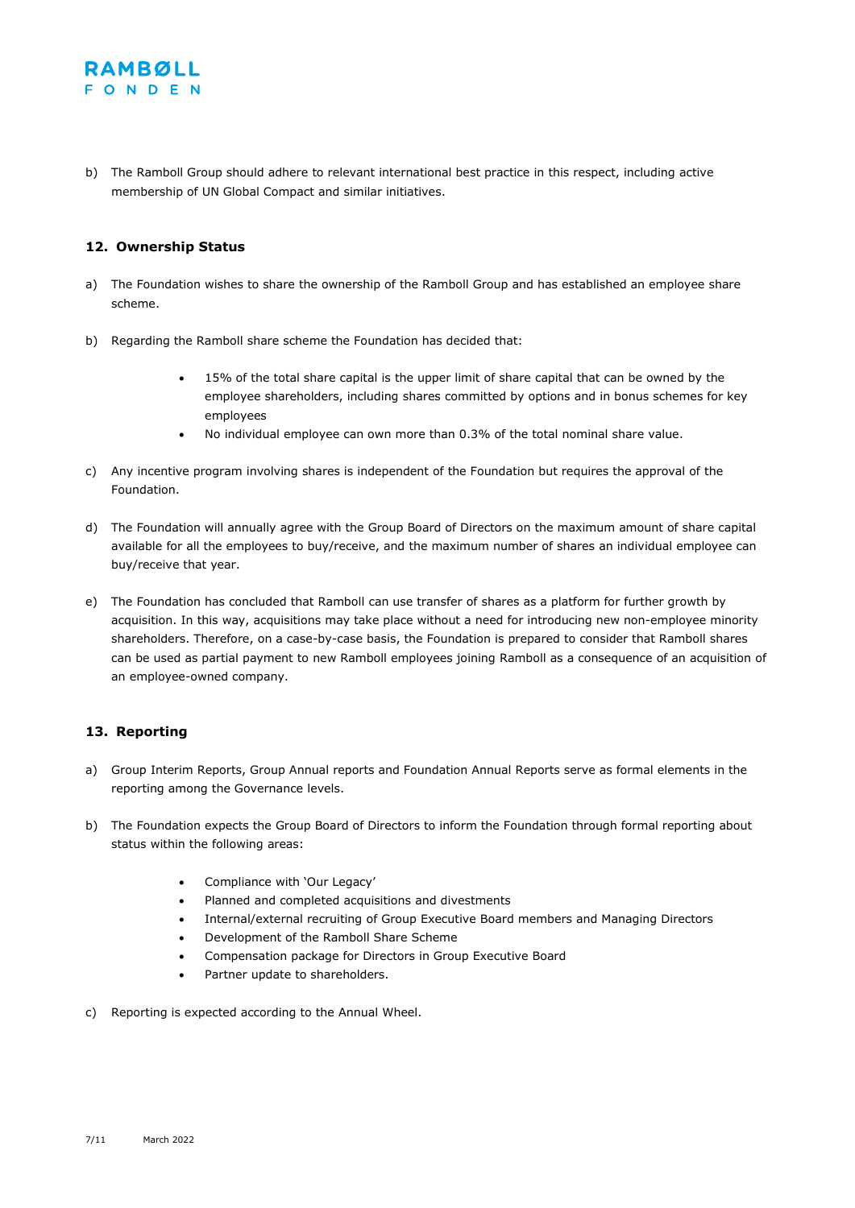b) The Ramboll Group should adhere to relevant international best practice in this respect, including active membership of UN Global Compact and similar initiatives.

## 12. Ownership Status

a) The Foundation wishes to share the ownership of the Ramboll Group and has established an employee share scheme.

b) Regarding the Ramboll share scheme the Foundation has decided that:

- 15% of the total share capital is the upper limit of share capital that can be owned by the employee shareholders, including shares committed by options and in bonus schemes for key employees
- No individual employee can own more than 0.3% of the total nominal share value.

c) Any incentive program involving shares is independent of the Foundation but requires the approval of the Foundation.

d) The Foundation will annually agree with the Group Board of Directors on the maximum amount of share capital available for all the employees to buy/receive, and the maximum number of shares an individual employee can buy/receive that year.

e) The Foundation has concluded that Ramboll can use transfer of shares as a platform for further growth by acquisition. In this way, acquisitions may take place without a need for introducing new non-employee minority shareholders. Therefore, on a case-by-case basis, the Foundation is prepared to consider that Ramboll shares can be used as partial payment to new Ramboll employees joining Ramboll as a consequence of an acquisition of an employee-owned company.

## 13. Reporting

a) Group Interim Reports, Group Annual reports and Foundation Annual Reports serve as formal elements in the reporting among the Governance levels.

b) The Foundation expects the Group Board of Directors to inform the Foundation through formal reporting about status within the following areas:

- Compliance with 'Our Legacy'
- Planned and completed acquisitions and divestments
- Internal/external recruiting of Group Executive Board members and Managing Directors
- Development of the Ramboll Share Scheme
- Compensation package for Directors in Group Executive Board
- Partner update to shareholders.

c) Reporting is expected according to the Annual Wheel.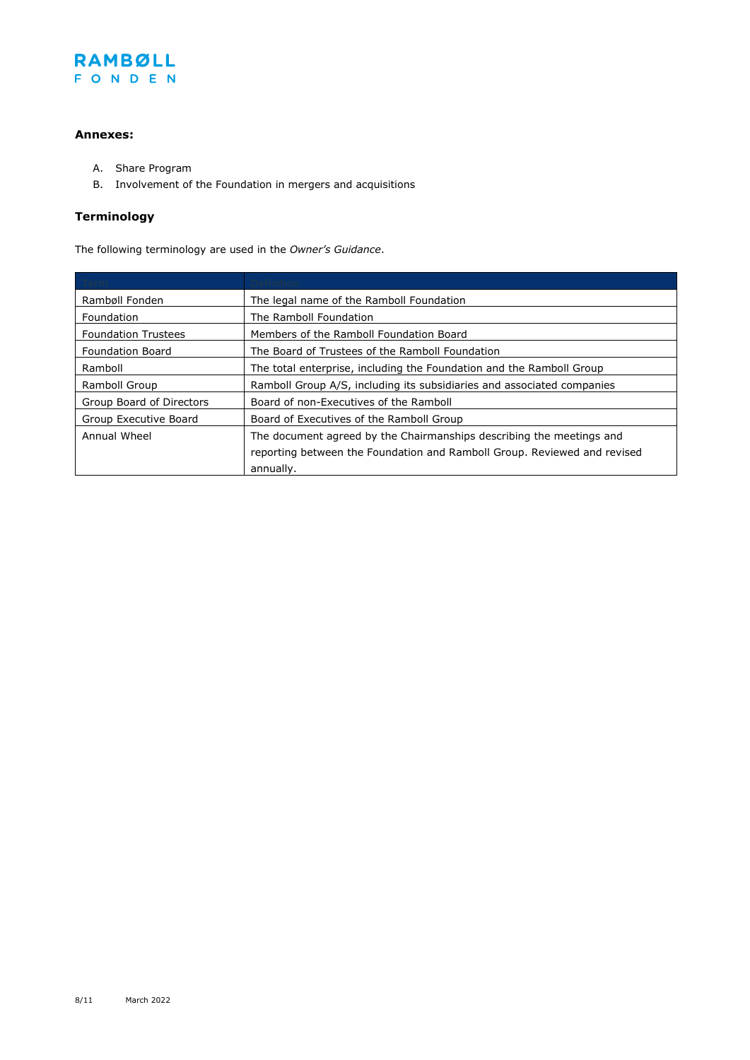**Annexes:**

A. Share Program
B. Involvement of the Foundation in mergers and acquisitions

## Terminology

The following terminology are used in the *Owner's Guidance*.

| Term | Definition |
|---|---|
| Rambøll Fonden | The legal name of the Ramboll Foundation |
| Foundation | The Ramboll Foundation |
| Foundation Trustees | Members of the Ramboll Foundation Board |
| Foundation Board | The Board of Trustees of the Ramboll Foundation |
| Ramboll | The total enterprise, including the Foundation and the Ramboll Group |
| Ramboll Group | Ramboll Group A/S, including its subsidiaries and associated companies |
| Group Board of Directors | Board of non-Executives of the Ramboll |
| Group Executive Board | Board of Executives of the Ramboll Group |
| Annual Wheel | The document agreed by the Chairmanships describing the meetings and reporting between the Foundation and Ramboll Group. Reviewed and revised annually. |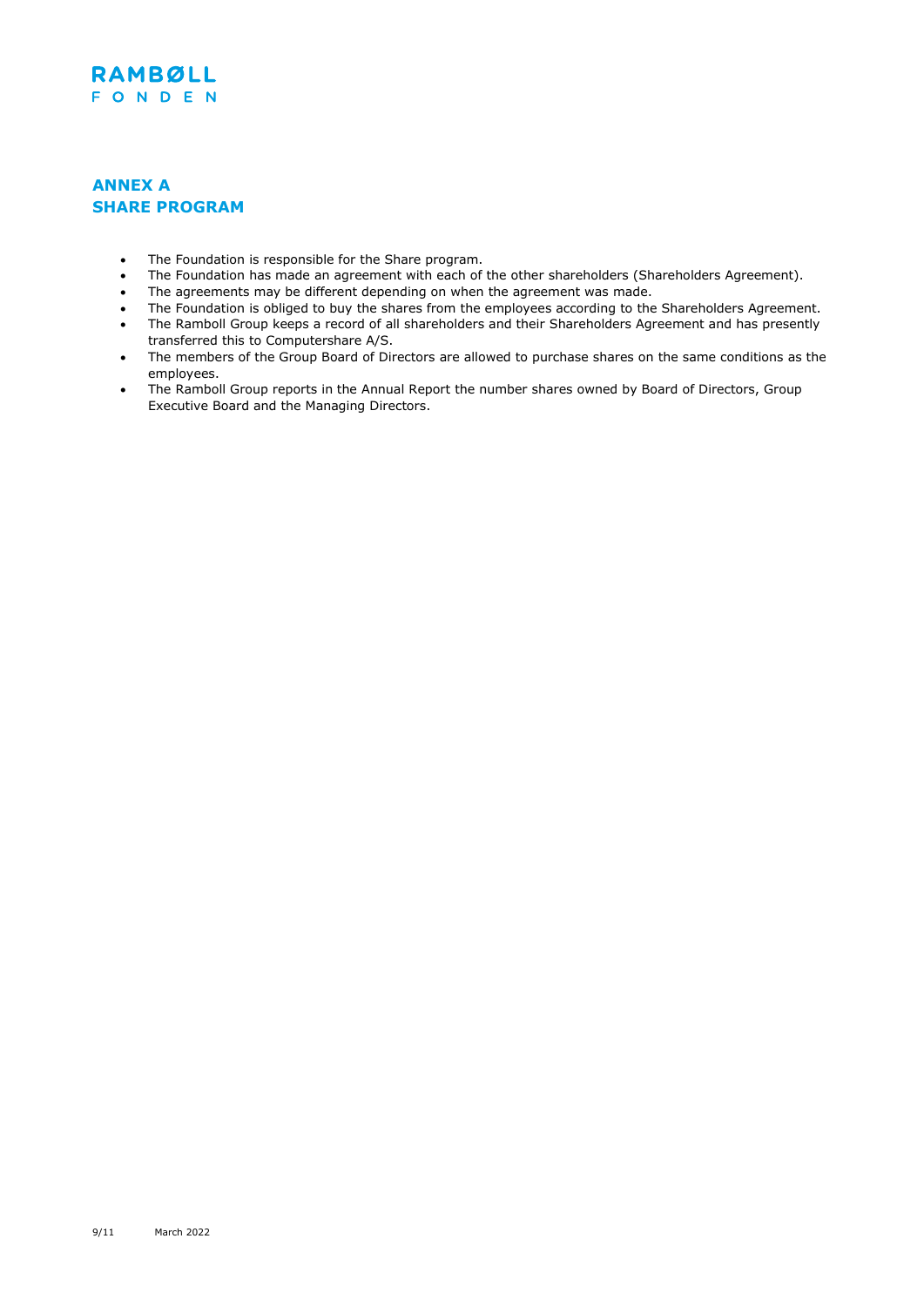# ANNEX A
# SHARE PROGRAM

- The Foundation is responsible for the Share program.
- The Foundation has made an agreement with each of the other shareholders (Shareholders Agreement).
- The agreements may be different depending on when the agreement was made.
- The Foundation is obliged to buy the shares from the employees according to the Shareholders Agreement.
- The Ramboll Group keeps a record of all shareholders and their Shareholders Agreement and has presently transferred this to Computershare A/S.
- The members of the Group Board of Directors are allowed to purchase shares on the same conditions as the employees.
- The Ramboll Group reports in the Annual Report the number shares owned by Board of Directors, Group Executive Board and the Managing Directors.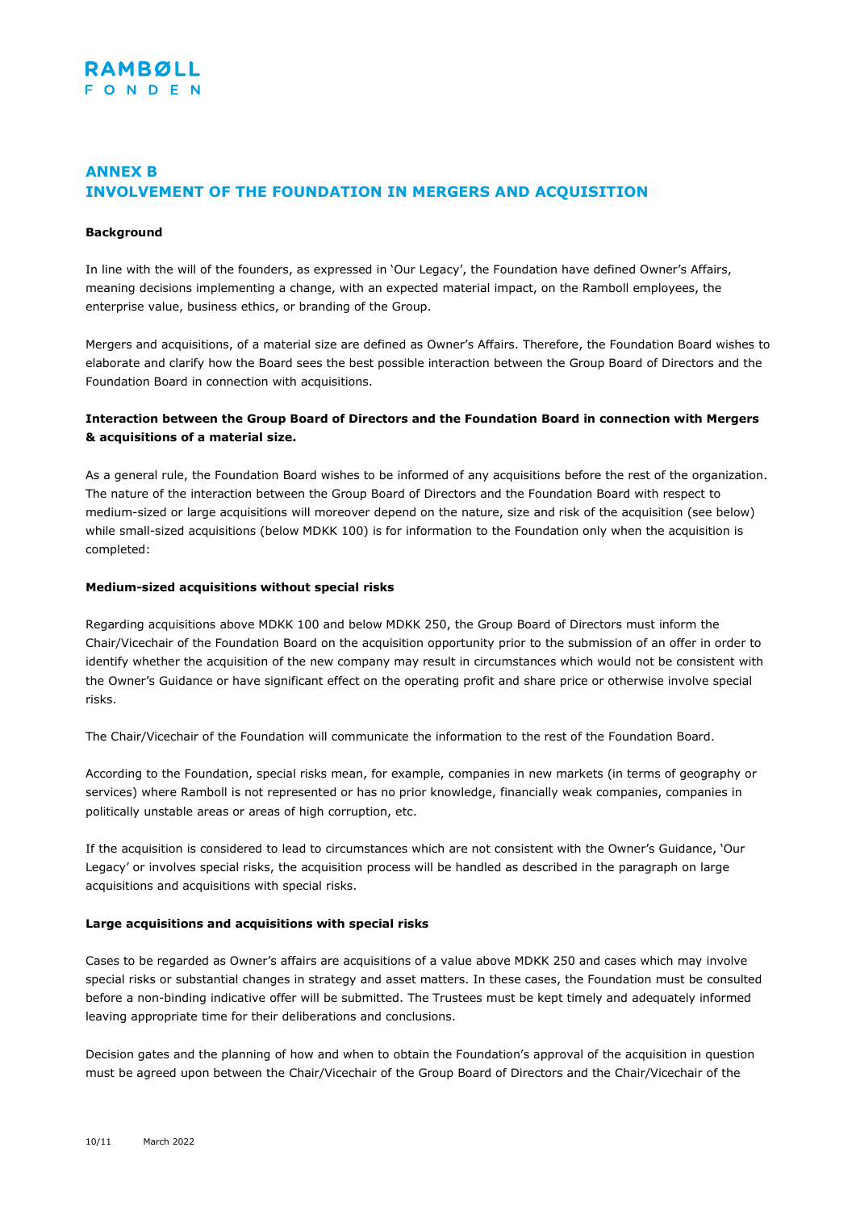# ANNEX B
# INVOLVEMENT OF THE FOUNDATION IN MERGERS AND ACQUISITION

**Background**

In line with the will of the founders, as expressed in 'Our Legacy', the Foundation have defined Owner's Affairs, meaning decisions implementing a change, with an expected material impact, on the Ramboll employees, the enterprise value, business ethics, or branding of the Group.

Mergers and acquisitions, of a material size are defined as Owner's Affairs. Therefore, the Foundation Board wishes to elaborate and clarify how the Board sees the best possible interaction between the Group Board of Directors and the Foundation Board in connection with acquisitions.

**Interaction between the Group Board of Directors and the Foundation Board in connection with Mergers & acquisitions of a material size.**

As a general rule, the Foundation Board wishes to be informed of any acquisitions before the rest of the organization. The nature of the interaction between the Group Board of Directors and the Foundation Board with respect to medium-sized or large acquisitions will moreover depend on the nature, size and risk of the acquisition (see below) while small-sized acquisitions (below MDKK 100) is for information to the Foundation only when the acquisition is completed:

**Medium-sized acquisitions without special risks**

Regarding acquisitions above MDKK 100 and below MDKK 250, the Group Board of Directors must inform the Chair/Vicechair of the Foundation Board on the acquisition opportunity prior to the submission of an offer in order to identify whether the acquisition of the new company may result in circumstances which would not be consistent with the Owner's Guidance or have significant effect on the operating profit and share price or otherwise involve special risks.

The Chair/Vicechair of the Foundation will communicate the information to the rest of the Foundation Board.

According to the Foundation, special risks mean, for example, companies in new markets (in terms of geography or services) where Ramboll is not represented or has no prior knowledge, financially weak companies, companies in politically unstable areas or areas of high corruption, etc.

If the acquisition is considered to lead to circumstances which are not consistent with the Owner's Guidance, 'Our Legacy' or involves special risks, the acquisition process will be handled as described in the paragraph on large acquisitions and acquisitions with special risks.

**Large acquisitions and acquisitions with special risks**

Cases to be regarded as Owner's affairs are acquisitions of a value above MDKK 250 and cases which may involve special risks or substantial changes in strategy and asset matters. In these cases, the Foundation must be consulted before a non-binding indicative offer will be submitted. The Trustees must be kept timely and adequately informed leaving appropriate time for their deliberations and conclusions.

Decision gates and the planning of how and when to obtain the Foundation's approval of the acquisition in question must be agreed upon between the Chair/Vicechair of the Group Board of Directors and the Chair/Vicechair of the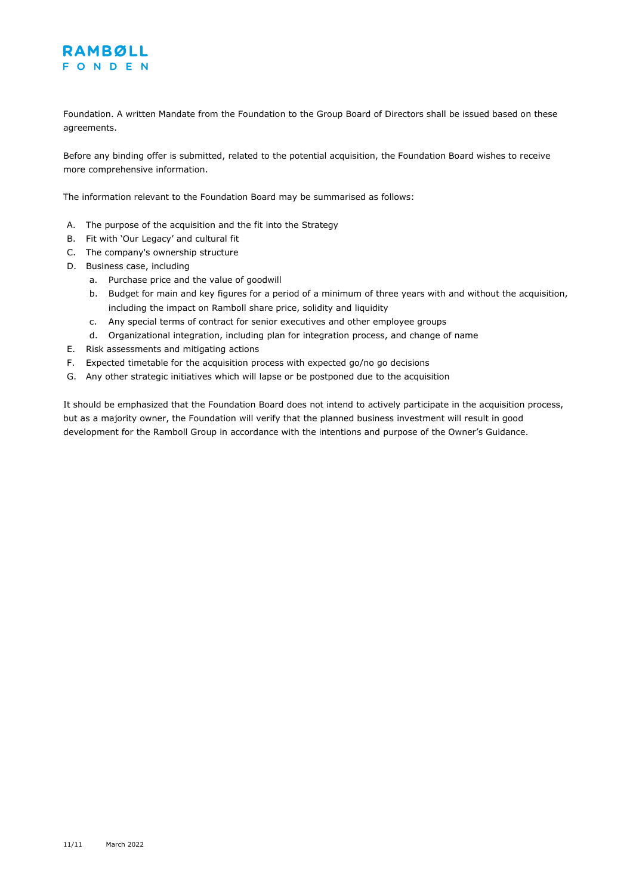Foundation. A written Mandate from the Foundation to the Group Board of Directors shall be issued based on these agreements.

Before any binding offer is submitted, related to the potential acquisition, the Foundation Board wishes to receive more comprehensive information.

The information relevant to the Foundation Board may be summarised as follows:

A. The purpose of the acquisition and the fit into the Strategy
B. Fit with 'Our Legacy' and cultural fit
C. The company's ownership structure
D. Business case, including
   a. Purchase price and the value of goodwill
   b. Budget for main and key figures for a period of a minimum of three years with and without the acquisition, including the impact on Ramboll share price, solidity and liquidity
   c. Any special terms of contract for senior executives and other employee groups
   d. Organizational integration, including plan for integration process, and change of name
E. Risk assessments and mitigating actions
F. Expected timetable for the acquisition process with expected go/no go decisions
G. Any other strategic initiatives which will lapse or be postponed due to the acquisition

It should be emphasized that the Foundation Board does not intend to actively participate in the acquisition process, but as a majority owner, the Foundation will verify that the planned business investment will result in good development for the Ramboll Group in accordance with the intentions and purpose of the Owner's Guidance.